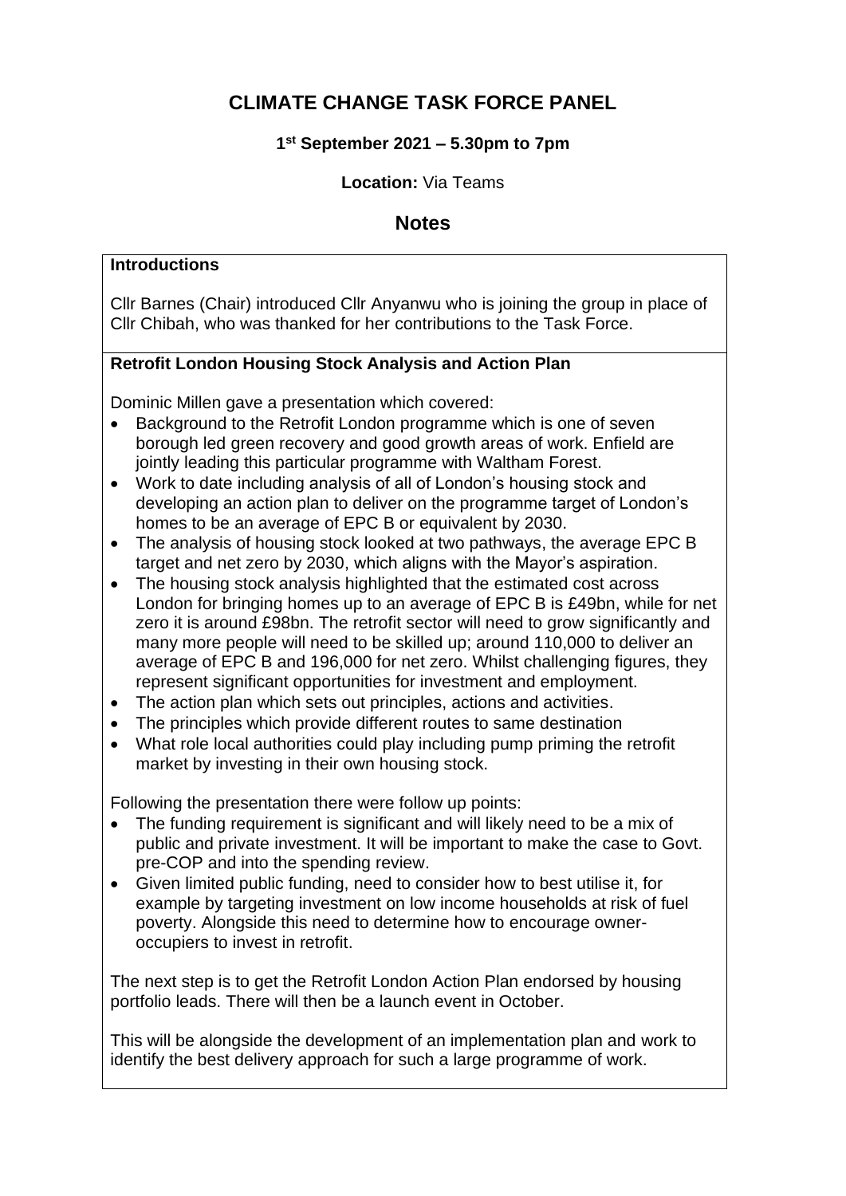# CLIMATE CHANGE TASK FORCE PANEL

**1st September 2021 – 5.30pm to 7pm**

**Location:** Via Teams

## Notes

**Introductions**

Cllr Barnes (Chair) introduced Cllr Anyanwu who is joining the group in place of Cllr Chibah, who was thanked for her contributions to the Task Force.

**Retrofit London Housing Stock Analysis and Action Plan**

Dominic Millen gave a presentation which covered:

- Background to the Retrofit London programme which is one of seven borough led green recovery and good growth areas of work. Enfield are jointly leading this particular programme with Waltham Forest.
- Work to date including analysis of all of London's housing stock and developing an action plan to deliver on the programme target of London's homes to be an average of EPC B or equivalent by 2030.
- The analysis of housing stock looked at two pathways, the average EPC B target and net zero by 2030, which aligns with the Mayor's aspiration.
- The housing stock analysis highlighted that the estimated cost across London for bringing homes up to an average of EPC B is £49bn, while for net zero it is around £98bn. The retrofit sector will need to grow significantly and many more people will need to be skilled up; around 110,000 to deliver an average of EPC B and 196,000 for net zero. Whilst challenging figures, they represent significant opportunities for investment and employment.
- The action plan which sets out principles, actions and activities.
- The principles which provide different routes to same destination
- What role local authorities could play including pump priming the retrofit market by investing in their own housing stock.

Following the presentation there were follow up points:

- The funding requirement is significant and will likely need to be a mix of public and private investment. It will be important to make the case to Govt. pre-COP and into the spending review.
- Given limited public funding, need to consider how to best utilise it, for example by targeting investment on low income households at risk of fuel poverty. Alongside this need to determine how to encourage owner-occupiers to invest in retrofit.

The next step is to get the Retrofit London Action Plan endorsed by housing portfolio leads. There will then be a launch event in October.

This will be alongside the development of an implementation plan and work to identify the best delivery approach for such a large programme of work.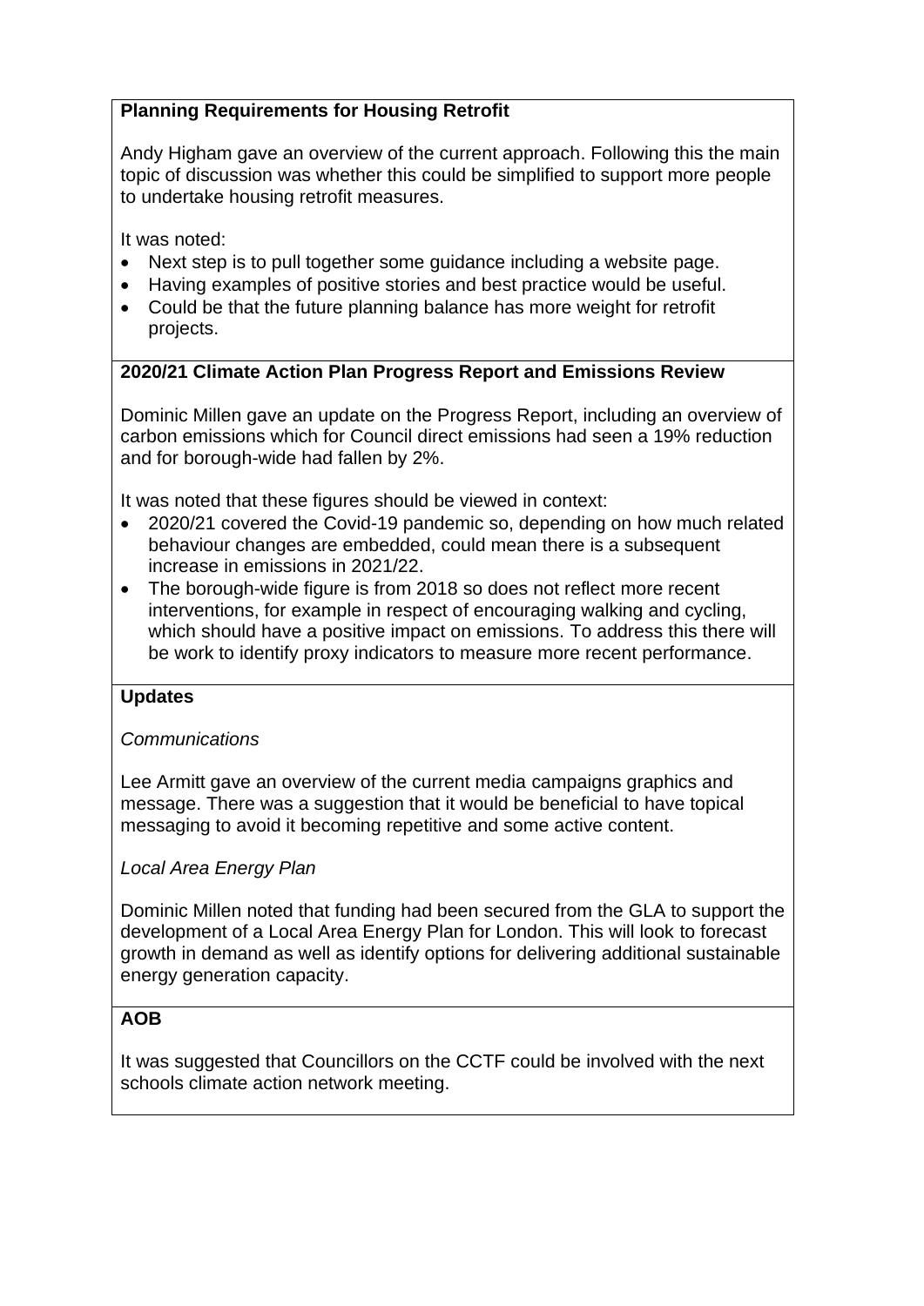**Planning Requirements for Housing Retrofit**

Andy Higham gave an overview of the current approach. Following this the main topic of discussion was whether this could be simplified to support more people to undertake housing retrofit measures.

It was noted:

- Next step is to pull together some guidance including a website page.
- Having examples of positive stories and best practice would be useful.
- Could be that the future planning balance has more weight for retrofit projects.

**2020/21 Climate Action Plan Progress Report and Emissions Review**

Dominic Millen gave an update on the Progress Report, including an overview of carbon emissions which for Council direct emissions had seen a 19% reduction and for borough-wide had fallen by 2%.

It was noted that these figures should be viewed in context:

- 2020/21 covered the Covid-19 pandemic so, depending on how much related behaviour changes are embedded, could mean there is a subsequent increase in emissions in 2021/22.
- The borough-wide figure is from 2018 so does not reflect more recent interventions, for example in respect of encouraging walking and cycling, which should have a positive impact on emissions. To address this there will be work to identify proxy indicators to measure more recent performance.

**Updates**

*Communications*

Lee Armitt gave an overview of the current media campaigns graphics and message. There was a suggestion that it would be beneficial to have topical messaging to avoid it becoming repetitive and some active content.

*Local Area Energy Plan*

Dominic Millen noted that funding had been secured from the GLA to support the development of a Local Area Energy Plan for London. This will look to forecast growth in demand as well as identify options for delivering additional sustainable energy generation capacity.

**AOB**

It was suggested that Councillors on the CCTF could be involved with the next schools climate action network meeting.